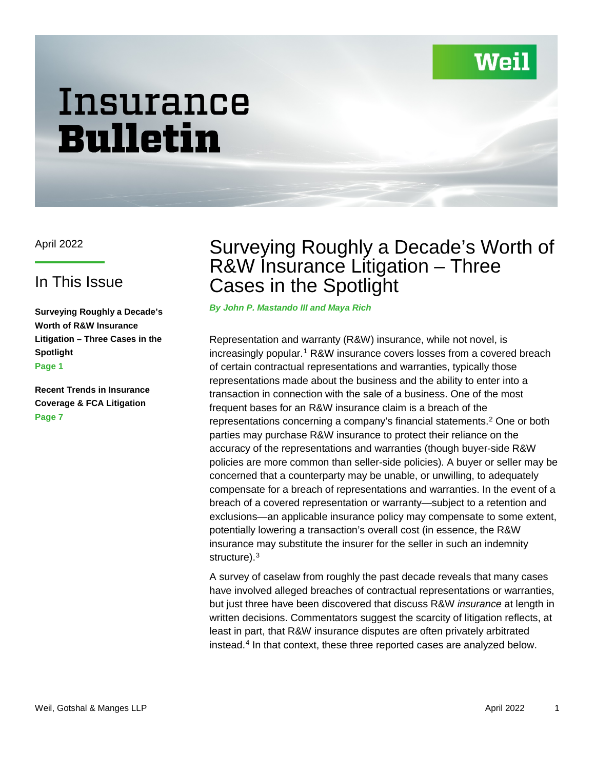Weil

# Insurance **Bulletin**

April 2022

## In This Issue

**Surveying Roughly a Decade's Worth of R&W Insurance Litigation – Three Cases in the Spotlight**
Page 1

**Recent Trends in Insurance Coverage & FCA Litigation**
Page 7

# Surveying Roughly a Decade's Worth of R&W Insurance Litigation – Three Cases in the Spotlight

***By John P. Mastando III and Maya Rich***

Representation and warranty (R&W) insurance, while not novel, is increasingly popular.[1] R&W insurance covers losses from a covered breach of certain contractual representations and warranties, typically those representations made about the business and the ability to enter into a transaction in connection with the sale of a business. One of the most frequent bases for an R&W insurance claim is a breach of the representations concerning a company's financial statements.[2] One or both parties may purchase R&W insurance to protect their reliance on the accuracy of the representations and warranties (though buyer-side R&W policies are more common than seller-side policies). A buyer or seller may be concerned that a counterparty may be unable, or unwilling, to adequately compensate for a breach of representations and warranties. In the event of a breach of a covered representation or warranty—subject to a retention and exclusions—an applicable insurance policy may compensate to some extent, potentially lowering a transaction's overall cost (in essence, the R&W insurance may substitute the insurer for the seller in such an indemnity structure).[3]

A survey of caselaw from roughly the past decade reveals that many cases have involved alleged breaches of contractual representations or warranties, but just three have been discovered that discuss R&W *insurance* at length in written decisions. Commentators suggest the scarcity of litigation reflects, at least in part, that R&W insurance disputes are often privately arbitrated instead.[4] In that context, these three reported cases are analyzed below.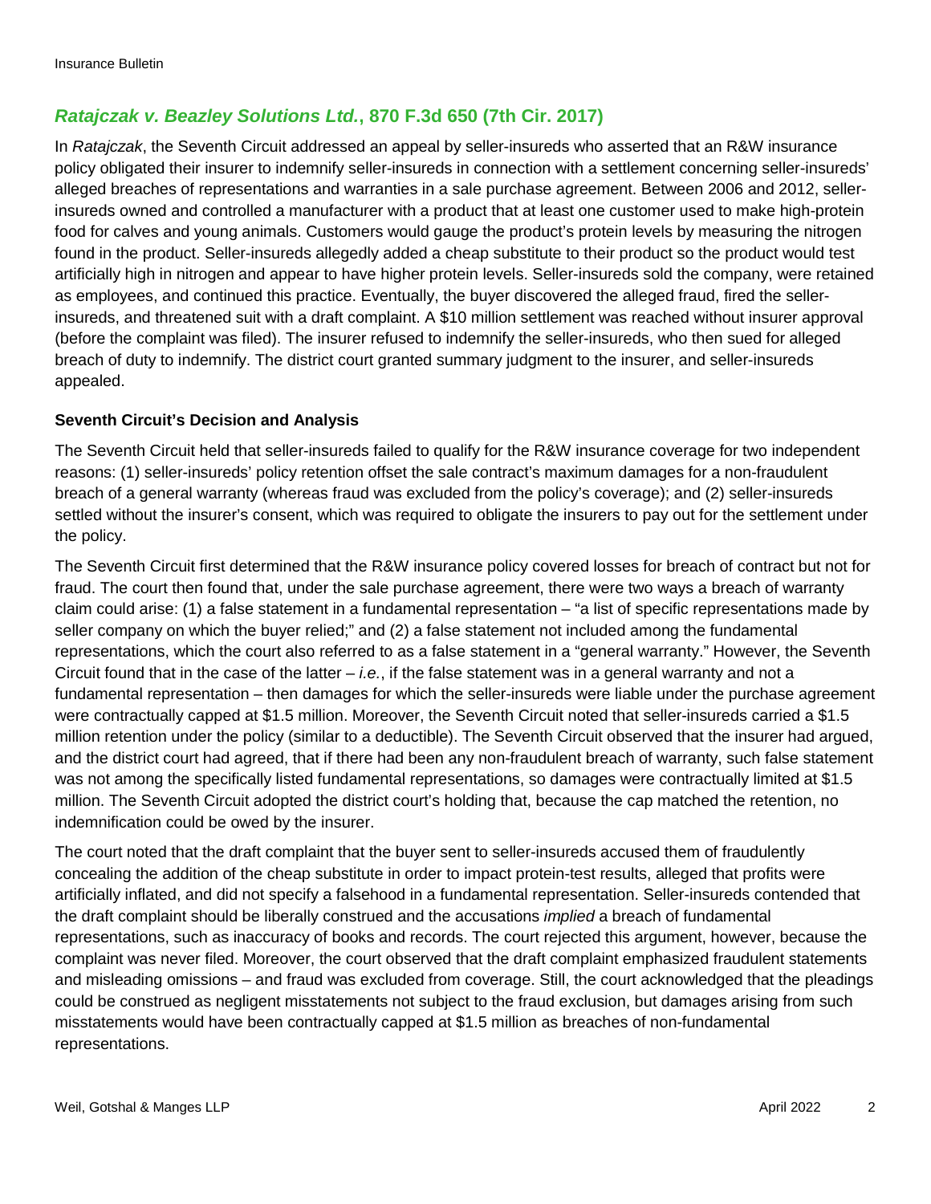## *Ratajczak v. Beazley Solutions Ltd.*, 870 F.3d 650 (7th Cir. 2017)

In *Ratajczak*, the Seventh Circuit addressed an appeal by seller-insureds who asserted that an R&W insurance policy obligated their insurer to indemnify seller-insureds in connection with a settlement concerning seller-insureds' alleged breaches of representations and warranties in a sale purchase agreement. Between 2006 and 2012, seller-insureds owned and controlled a manufacturer with a product that at least one customer used to make high-protein food for calves and young animals. Customers would gauge the product's protein levels by measuring the nitrogen found in the product. Seller-insureds allegedly added a cheap substitute to their product so the product would test artificially high in nitrogen and appear to have higher protein levels. Seller-insureds sold the company, were retained as employees, and continued this practice. Eventually, the buyer discovered the alleged fraud, fired the seller-insureds, and threatened suit with a draft complaint. A $10 million settlement was reached without insurer approval (before the complaint was filed). The insurer refused to indemnify the seller-insureds, who then sued for alleged breach of duty to indemnify. The district court granted summary judgment to the insurer, and seller-insureds appealed.

### Seventh Circuit's Decision and Analysis

The Seventh Circuit held that seller-insureds failed to qualify for the R&W insurance coverage for two independent reasons: (1) seller-insureds' policy retention offset the sale contract's maximum damages for a non-fraudulent breach of a general warranty (whereas fraud was excluded from the policy's coverage); and (2) seller-insureds settled without the insurer's consent, which was required to obligate the insurers to pay out for the settlement under the policy.

The Seventh Circuit first determined that the R&W insurance policy covered losses for breach of contract but not for fraud. The court then found that, under the sale purchase agreement, there were two ways a breach of warranty claim could arise: (1) a false statement in a fundamental representation – "a list of specific representations made by seller company on which the buyer relied;" and (2) a false statement not included among the fundamental representations, which the court also referred to as a false statement in a "general warranty." However, the Seventh Circuit found that in the case of the latter – *i.e.*, if the false statement was in a general warranty and not a fundamental representation – then damages for which the seller-insureds were liable under the purchase agreement were contractually capped at $1.5 million. Moreover, the Seventh Circuit noted that seller-insureds carried a $1.5 million retention under the policy (similar to a deductible). The Seventh Circuit observed that the insurer had argued, and the district court had agreed, that if there had been any non-fraudulent breach of warranty, such false statement was not among the specifically listed fundamental representations, so damages were contractually limited at $1.5 million. The Seventh Circuit adopted the district court's holding that, because the cap matched the retention, no indemnification could be owed by the insurer.

The court noted that the draft complaint that the buyer sent to seller-insureds accused them of fraudulently concealing the addition of the cheap substitute in order to impact protein-test results, alleged that profits were artificially inflated, and did not specify a falsehood in a fundamental representation. Seller-insureds contended that the draft complaint should be liberally construed and the accusations *implied* a breach of fundamental representations, such as inaccuracy of books and records. The court rejected this argument, however, because the complaint was never filed. Moreover, the court observed that the draft complaint emphasized fraudulent statements and misleading omissions – and fraud was excluded from coverage. Still, the court acknowledged that the pleadings could be construed as negligent misstatements not subject to the fraud exclusion, but damages arising from such misstatements would have been contractually capped at $1.5 million as breaches of non-fundamental representations.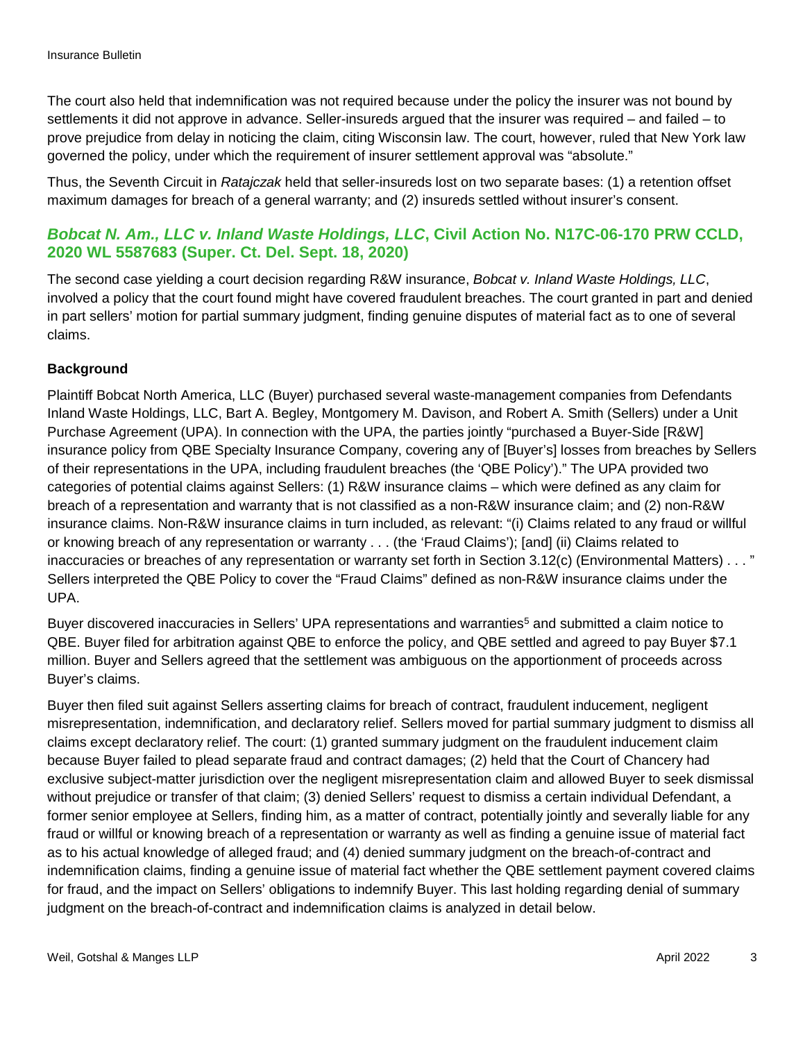The court also held that indemnification was not required because under the policy the insurer was not bound by settlements it did not approve in advance. Seller-insureds argued that the insurer was required – and failed – to prove prejudice from delay in noticing the claim, citing Wisconsin law. The court, however, ruled that New York law governed the policy, under which the requirement of insurer settlement approval was "absolute."

Thus, the Seventh Circuit in *Ratajczak* held that seller-insureds lost on two separate bases: (1) a retention offset maximum damages for breach of a general warranty; and (2) insureds settled without insurer's consent.

## *Bobcat N. Am., LLC v. Inland Waste Holdings, LLC*, Civil Action No. N17C-06-170 PRW CCLD, 2020 WL 5587683 (Super. Ct. Del. Sept. 18, 2020)

The second case yielding a court decision regarding R&W insurance, *Bobcat v. Inland Waste Holdings, LLC*, involved a policy that the court found might have covered fraudulent breaches. The court granted in part and denied in part sellers' motion for partial summary judgment, finding genuine disputes of material fact as to one of several claims.

### Background

Plaintiff Bobcat North America, LLC (Buyer) purchased several waste-management companies from Defendants Inland Waste Holdings, LLC, Bart A. Begley, Montgomery M. Davison, and Robert A. Smith (Sellers) under a Unit Purchase Agreement (UPA). In connection with the UPA, the parties jointly "purchased a Buyer-Side [R&W] insurance policy from QBE Specialty Insurance Company, covering any of [Buyer's] losses from breaches by Sellers of their representations in the UPA, including fraudulent breaches (the 'QBE Policy')." The UPA provided two categories of potential claims against Sellers: (1) R&W insurance claims – which were defined as any claim for breach of a representation and warranty that is not classified as a non-R&W insurance claim; and (2) non-R&W insurance claims. Non-R&W insurance claims in turn included, as relevant: "(i) Claims related to any fraud or willful or knowing breach of any representation or warranty . . . (the 'Fraud Claims'); [and] (ii) Claims related to inaccuracies or breaches of any representation or warranty set forth in Section 3.12(c) (Environmental Matters) . . . " Sellers interpreted the QBE Policy to cover the "Fraud Claims" defined as non-R&W insurance claims under the UPA.

Buyer discovered inaccuracies in Sellers' UPA representations and warranties[5] and submitted a claim notice to QBE. Buyer filed for arbitration against QBE to enforce the policy, and QBE settled and agreed to pay Buyer $7.1 million. Buyer and Sellers agreed that the settlement was ambiguous on the apportionment of proceeds across Buyer's claims.

Buyer then filed suit against Sellers asserting claims for breach of contract, fraudulent inducement, negligent misrepresentation, indemnification, and declaratory relief. Sellers moved for partial summary judgment to dismiss all claims except declaratory relief. The court: (1) granted summary judgment on the fraudulent inducement claim because Buyer failed to plead separate fraud and contract damages; (2) held that the Court of Chancery had exclusive subject-matter jurisdiction over the negligent misrepresentation claim and allowed Buyer to seek dismissal without prejudice or transfer of that claim; (3) denied Sellers' request to dismiss a certain individual Defendant, a former senior employee at Sellers, finding him, as a matter of contract, potentially jointly and severally liable for any fraud or willful or knowing breach of a representation or warranty as well as finding a genuine issue of material fact as to his actual knowledge of alleged fraud; and (4) denied summary judgment on the breach-of-contract and indemnification claims, finding a genuine issue of material fact whether the QBE settlement payment covered claims for fraud, and the impact on Sellers' obligations to indemnify Buyer. This last holding regarding denial of summary judgment on the breach-of-contract and indemnification claims is analyzed in detail below.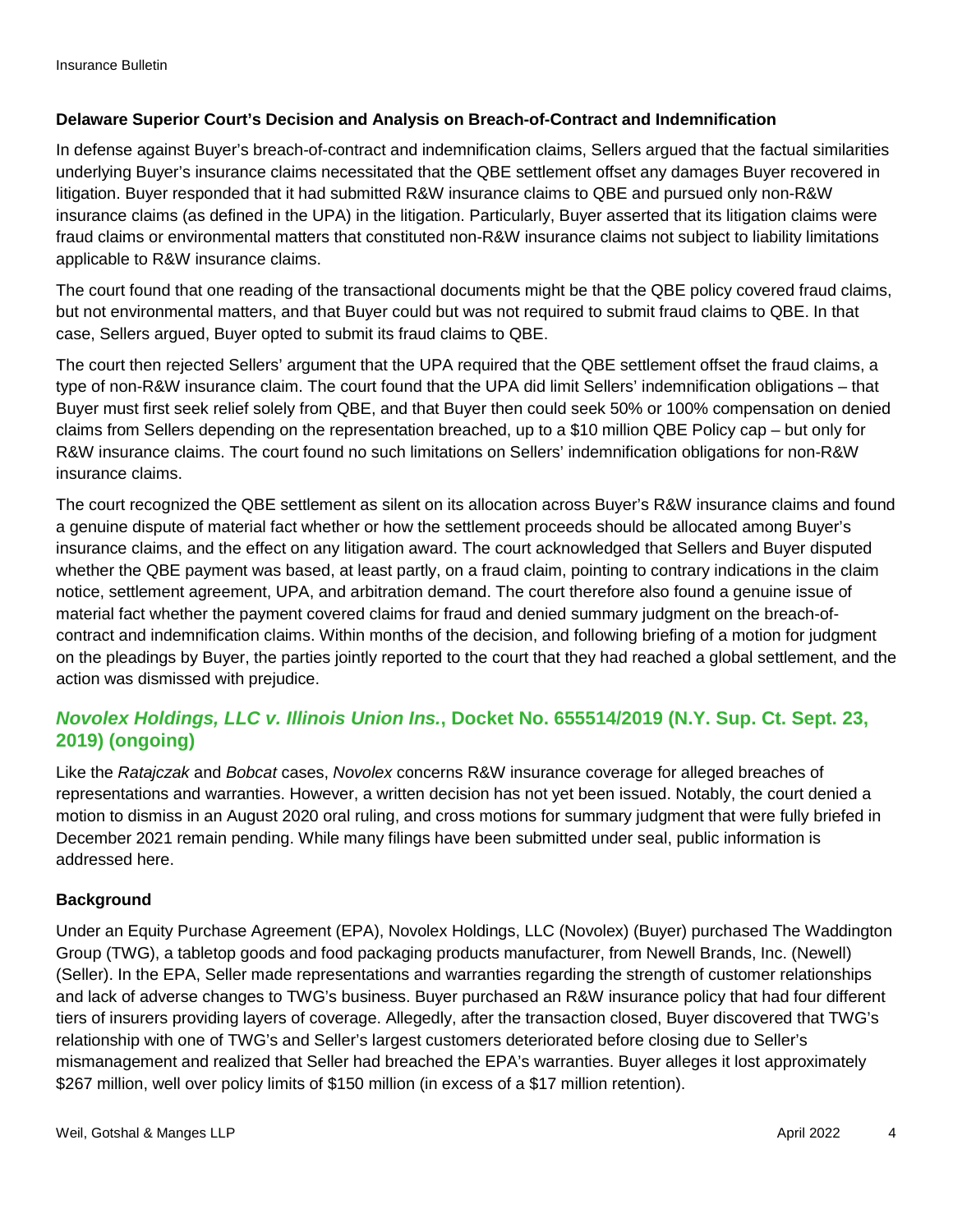### Delaware Superior Court's Decision and Analysis on Breach-of-Contract and Indemnification

In defense against Buyer's breach-of-contract and indemnification claims, Sellers argued that the factual similarities underlying Buyer's insurance claims necessitated that the QBE settlement offset any damages Buyer recovered in litigation. Buyer responded that it had submitted R&W insurance claims to QBE and pursued only non-R&W insurance claims (as defined in the UPA) in the litigation. Particularly, Buyer asserted that its litigation claims were fraud claims or environmental matters that constituted non-R&W insurance claims not subject to liability limitations applicable to R&W insurance claims.

The court found that one reading of the transactional documents might be that the QBE policy covered fraud claims, but not environmental matters, and that Buyer could but was not required to submit fraud claims to QBE. In that case, Sellers argued, Buyer opted to submit its fraud claims to QBE.

The court then rejected Sellers' argument that the UPA required that the QBE settlement offset the fraud claims, a type of non-R&W insurance claim. The court found that the UPA did limit Sellers' indemnification obligations – that Buyer must first seek relief solely from QBE, and that Buyer then could seek 50% or 100% compensation on denied claims from Sellers depending on the representation breached, up to a \$10 million QBE Policy cap – but only for R&W insurance claims. The court found no such limitations on Sellers' indemnification obligations for non-R&W insurance claims.

The court recognized the QBE settlement as silent on its allocation across Buyer's R&W insurance claims and found a genuine dispute of material fact whether or how the settlement proceeds should be allocated among Buyer's insurance claims, and the effect on any litigation award. The court acknowledged that Sellers and Buyer disputed whether the QBE payment was based, at least partly, on a fraud claim, pointing to contrary indications in the claim notice, settlement agreement, UPA, and arbitration demand. The court therefore also found a genuine issue of material fact whether the payment covered claims for fraud and denied summary judgment on the breach-of-contract and indemnification claims. Within months of the decision, and following briefing of a motion for judgment on the pleadings by Buyer, the parties jointly reported to the court that they had reached a global settlement, and the action was dismissed with prejudice.

## *Novolex Holdings, LLC v. Illinois Union Ins.*, Docket No. 655514/2019 (N.Y. Sup. Ct. Sept. 23, 2019) (ongoing)

Like the *Ratajczak* and *Bobcat* cases, *Novolex* concerns R&W insurance coverage for alleged breaches of representations and warranties. However, a written decision has not yet been issued. Notably, the court denied a motion to dismiss in an August 2020 oral ruling, and cross motions for summary judgment that were fully briefed in December 2021 remain pending. While many filings have been submitted under seal, public information is addressed here.

### Background

Under an Equity Purchase Agreement (EPA), Novolex Holdings, LLC (Novolex) (Buyer) purchased The Waddington Group (TWG), a tabletop goods and food packaging products manufacturer, from Newell Brands, Inc. (Newell) (Seller). In the EPA, Seller made representations and warranties regarding the strength of customer relationships and lack of adverse changes to TWG's business. Buyer purchased an R&W insurance policy that had four different tiers of insurers providing layers of coverage. Allegedly, after the transaction closed, Buyer discovered that TWG's relationship with one of TWG's and Seller's largest customers deteriorated before closing due to Seller's mismanagement and realized that Seller had breached the EPA's warranties. Buyer alleges it lost approximately \$267 million, well over policy limits of \$150 million (in excess of a \$17 million retention).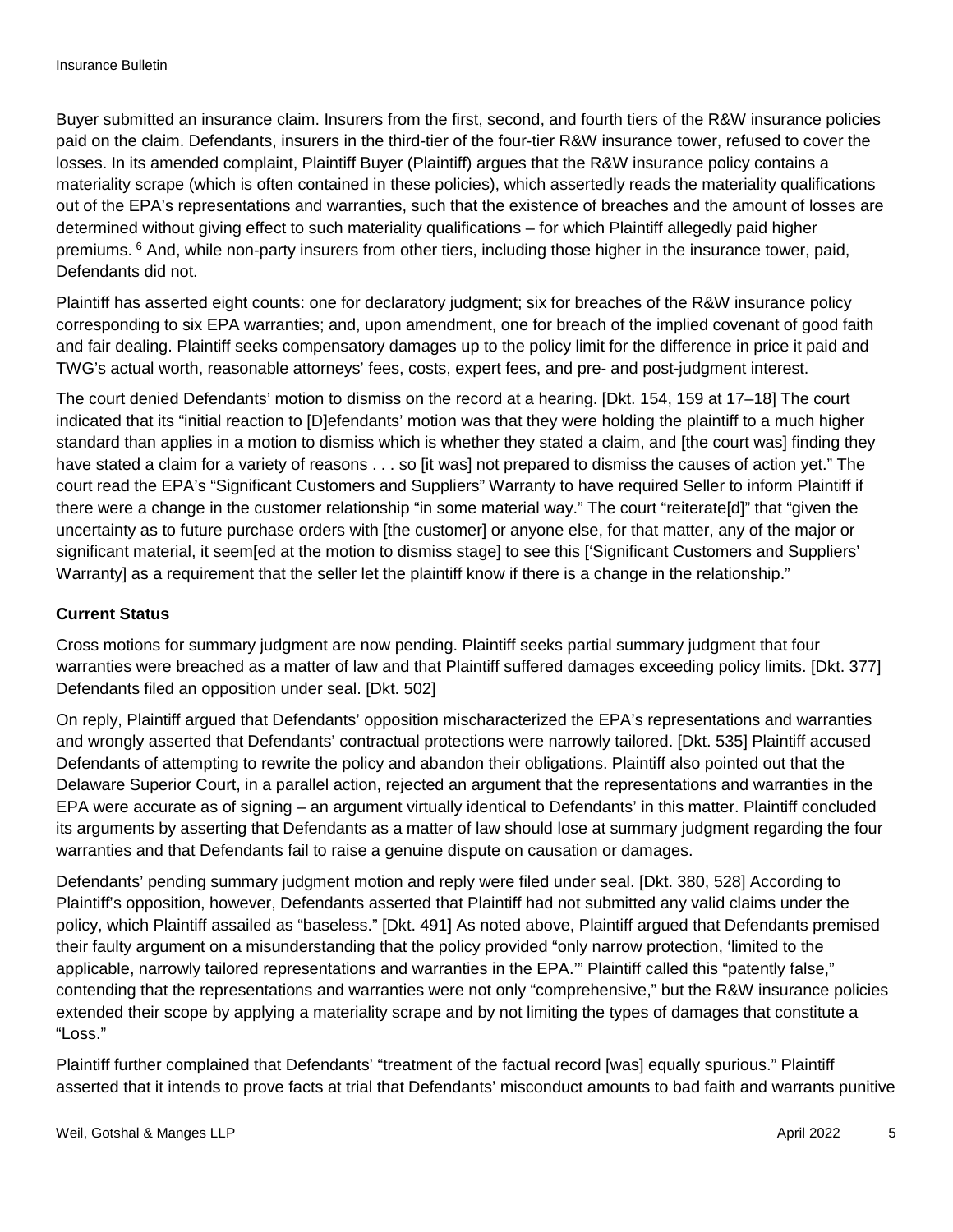Buyer submitted an insurance claim. Insurers from the first, second, and fourth tiers of the R&W insurance policies paid on the claim. Defendants, insurers in the third-tier of the four-tier R&W insurance tower, refused to cover the losses. In its amended complaint, Plaintiff Buyer (Plaintiff) argues that the R&W insurance policy contains a materiality scrape (which is often contained in these policies), which assertedly reads the materiality qualifications out of the EPA's representations and warranties, such that the existence of breaches and the amount of losses are determined without giving effect to such materiality qualifications – for which Plaintiff allegedly paid higher premiums. [6] And, while non-party insurers from other tiers, including those higher in the insurance tower, paid, Defendants did not.

Plaintiff has asserted eight counts: one for declaratory judgment; six for breaches of the R&W insurance policy corresponding to six EPA warranties; and, upon amendment, one for breach of the implied covenant of good faith and fair dealing. Plaintiff seeks compensatory damages up to the policy limit for the difference in price it paid and TWG's actual worth, reasonable attorneys' fees, costs, expert fees, and pre- and post-judgment interest.

The court denied Defendants' motion to dismiss on the record at a hearing. [Dkt. 154, 159 at 17–18] The court indicated that its "initial reaction to [D]efendants' motion was that they were holding the plaintiff to a much higher standard than applies in a motion to dismiss which is whether they stated a claim, and [the court was] finding they have stated a claim for a variety of reasons . . . so [it was] not prepared to dismiss the causes of action yet." The court read the EPA's "Significant Customers and Suppliers" Warranty to have required Seller to inform Plaintiff if there were a change in the customer relationship "in some material way." The court "reiterate[d]" that "given the uncertainty as to future purchase orders with [the customer] or anyone else, for that matter, any of the major or significant material, it seem[ed at the motion to dismiss stage] to see this ['Significant Customers and Suppliers' Warranty] as a requirement that the seller let the plaintiff know if there is a change in the relationship."

**Current Status**

Cross motions for summary judgment are now pending. Plaintiff seeks partial summary judgment that four warranties were breached as a matter of law and that Plaintiff suffered damages exceeding policy limits. [Dkt. 377] Defendants filed an opposition under seal. [Dkt. 502]

On reply, Plaintiff argued that Defendants' opposition mischaracterized the EPA's representations and warranties and wrongly asserted that Defendants' contractual protections were narrowly tailored. [Dkt. 535] Plaintiff accused Defendants of attempting to rewrite the policy and abandon their obligations. Plaintiff also pointed out that the Delaware Superior Court, in a parallel action, rejected an argument that the representations and warranties in the EPA were accurate as of signing – an argument virtually identical to Defendants' in this matter. Plaintiff concluded its arguments by asserting that Defendants as a matter of law should lose at summary judgment regarding the four warranties and that Defendants fail to raise a genuine dispute on causation or damages.

Defendants' pending summary judgment motion and reply were filed under seal. [Dkt. 380, 528] According to Plaintiff's opposition, however, Defendants asserted that Plaintiff had not submitted any valid claims under the policy, which Plaintiff assailed as "baseless." [Dkt. 491] As noted above, Plaintiff argued that Defendants premised their faulty argument on a misunderstanding that the policy provided "only narrow protection, 'limited to the applicable, narrowly tailored representations and warranties in the EPA.'" Plaintiff called this "patently false," contending that the representations and warranties were not only "comprehensive," but the R&W insurance policies extended their scope by applying a materiality scrape and by not limiting the types of damages that constitute a "Loss."

Plaintiff further complained that Defendants' "treatment of the factual record [was] equally spurious." Plaintiff asserted that it intends to prove facts at trial that Defendants' misconduct amounts to bad faith and warrants punitive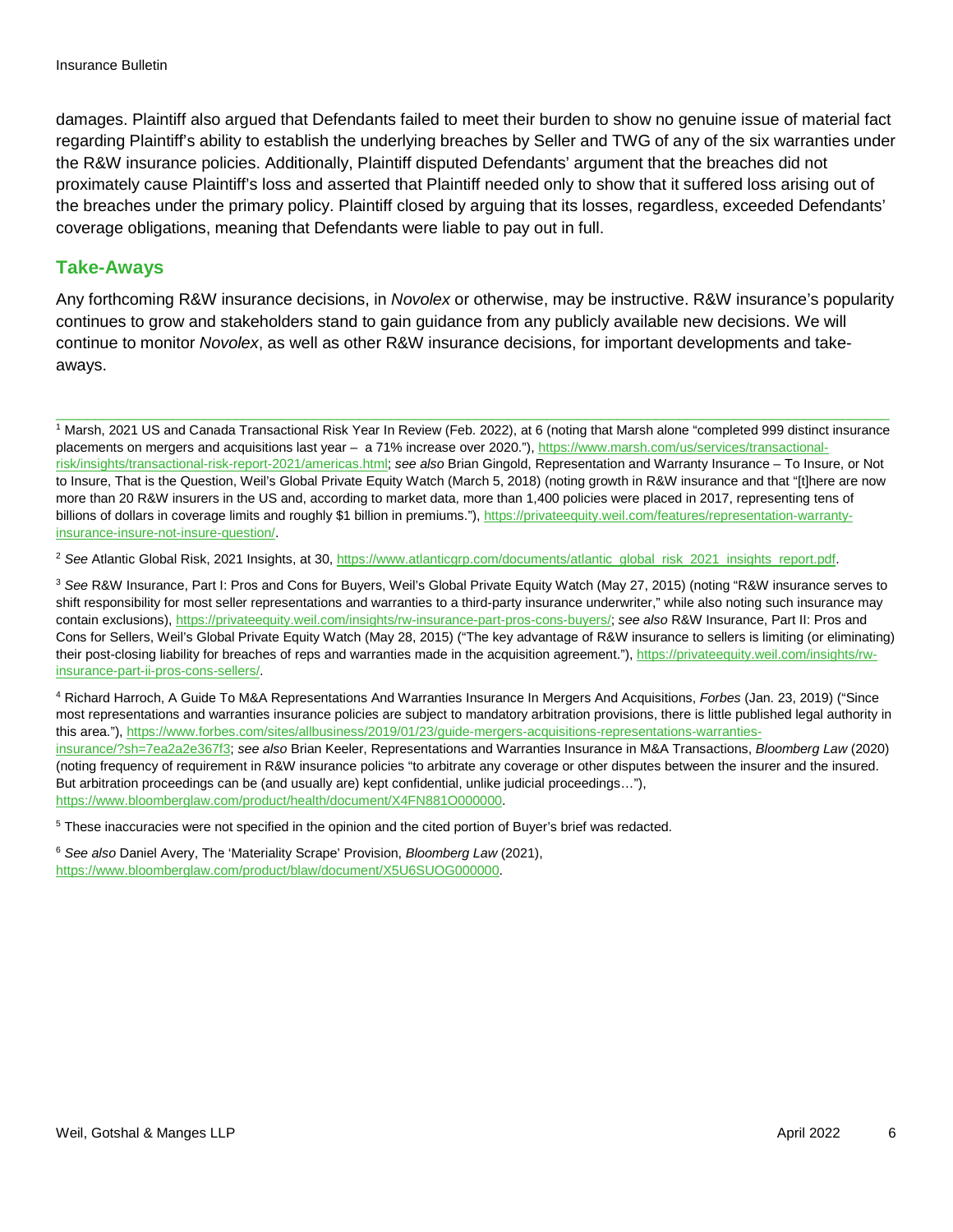damages. Plaintiff also argued that Defendants failed to meet their burden to show no genuine issue of material fact regarding Plaintiff's ability to establish the underlying breaches by Seller and TWG of any of the six warranties under the R&W insurance policies. Additionally, Plaintiff disputed Defendants' argument that the breaches did not proximately cause Plaintiff's loss and asserted that Plaintiff needed only to show that it suffered loss arising out of the breaches under the primary policy. Plaintiff closed by arguing that its losses, regardless, exceeded Defendants' coverage obligations, meaning that Defendants were liable to pay out in full.

## Take-Aways

Any forthcoming R&W insurance decisions, in *Novolex* or otherwise, may be instructive. R&W insurance's popularity continues to grow and stakeholders stand to gain guidance from any publicly available new decisions. We will continue to monitor *Novolex*, as well as other R&W insurance decisions, for important developments and take-aways.

---

[1] Marsh, 2021 US and Canada Transactional Risk Year In Review (Feb. 2022), at 6 (noting that Marsh alone "completed 999 distinct insurance placements on mergers and acquisitions last year – a 71% increase over 2020."), https://www.marsh.com/us/services/transactional-risk/insights/transactional-risk-report-2021/americas.html; *see also* Brian Gingold, Representation and Warranty Insurance – To Insure, or Not to Insure, That is the Question, Weil's Global Private Equity Watch (March 5, 2018) (noting growth in R&W insurance and that "[t]here are now more than 20 R&W insurers in the US and, according to market data, more than 1,400 policies were placed in 2017, representing tens of billions of dollars in coverage limits and roughly $1 billion in premiums."), https://privateequity.weil.com/features/representation-warranty-insurance-insure-not-insure-question/.

[2] *See* Atlantic Global Risk, 2021 Insights, at 30, https://www.atlanticgrp.com/documents/atlantic_global_risk_2021_insights_report.pdf.

[3] *See* R&W Insurance, Part I: Pros and Cons for Buyers, Weil's Global Private Equity Watch (May 27, 2015) (noting "R&W insurance serves to shift responsibility for most seller representations and warranties to a third-party insurance underwriter," while also noting such insurance may contain exclusions), https://privateequity.weil.com/insights/rw-insurance-part-pros-cons-buyers/; *see also* R&W Insurance, Part II: Pros and Cons for Sellers, Weil's Global Private Equity Watch (May 28, 2015) ("The key advantage of R&W insurance to sellers is limiting (or eliminating) their post-closing liability for breaches of reps and warranties made in the acquisition agreement."), https://privateequity.weil.com/insights/rw-insurance-part-ii-pros-cons-sellers/.

[4] Richard Harroch, A Guide To M&A Representations And Warranties Insurance In Mergers And Acquisitions, *Forbes* (Jan. 23, 2019) ("Since most representations and warranties insurance policies are subject to mandatory arbitration provisions, there is little published legal authority in this area."), https://www.forbes.com/sites/allbusiness/2019/01/23/guide-mergers-acquisitions-representations-warranties-insurance/?sh=7ea2a2e367f3; *see also* Brian Keeler, Representations and Warranties Insurance in M&A Transactions, *Bloomberg Law* (2020) (noting frequency of requirement in R&W insurance policies "to arbitrate any coverage or other disputes between the insurer and the insured. But arbitration proceedings can be (and usually are) kept confidential, unlike judicial proceedings…"), https://www.bloomberglaw.com/product/health/document/X4FN881O000000.

[5] These inaccuracies were not specified in the opinion and the cited portion of Buyer's brief was redacted.

[6] *See also* Daniel Avery, The 'Materiality Scrape' Provision, *Bloomberg Law* (2021), https://www.bloomberglaw.com/product/blaw/document/X5U6SUOG000000.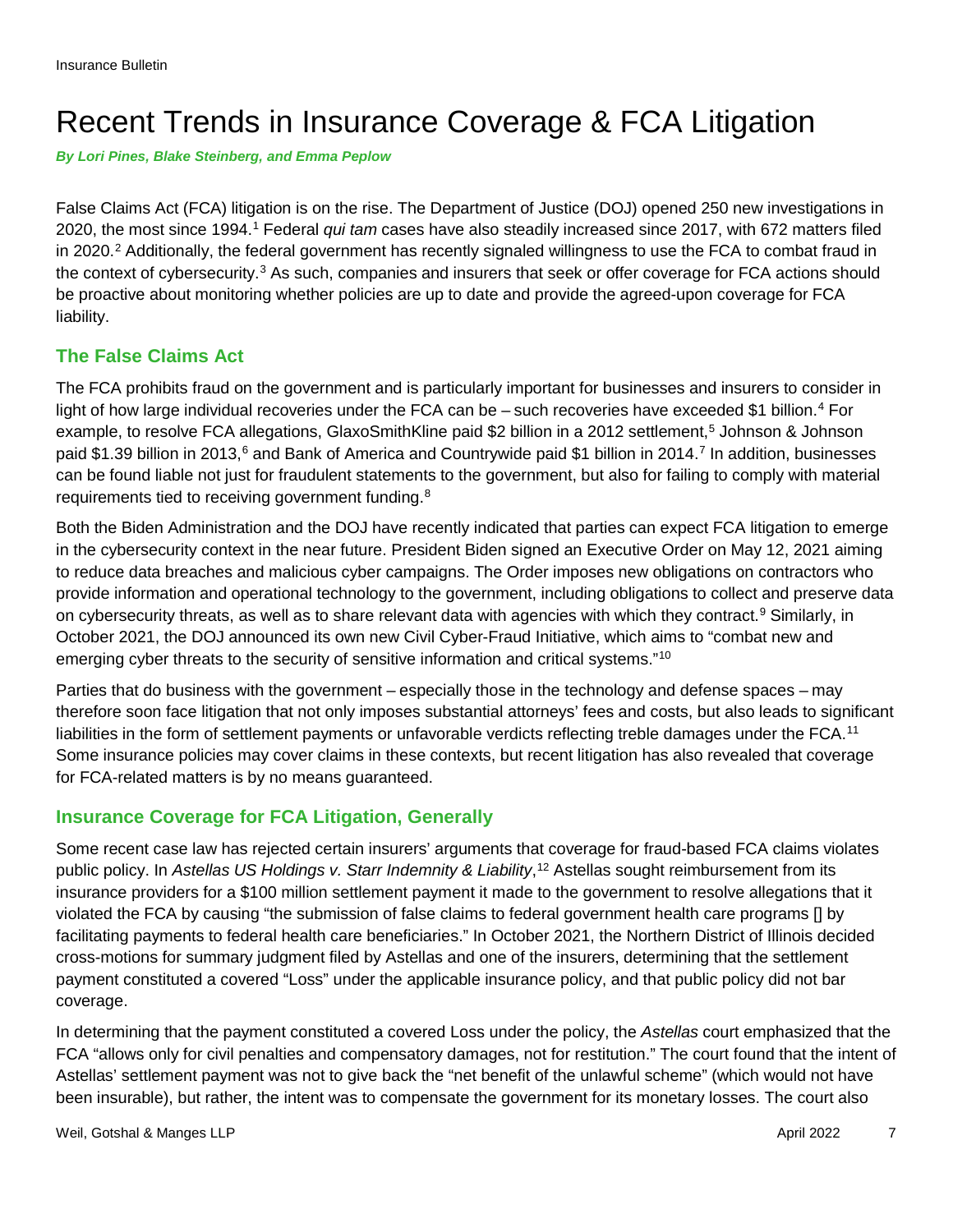# Recent Trends in Insurance Coverage & FCA Litigation

***By Lori Pines, Blake Steinberg, and Emma Peplow***

False Claims Act (FCA) litigation is on the rise. The Department of Justice (DOJ) opened 250 new investigations in 2020, the most since 1994.[1] Federal *qui tam* cases have also steadily increased since 2017, with 672 matters filed in 2020.[2] Additionally, the federal government has recently signaled willingness to use the FCA to combat fraud in the context of cybersecurity.[3] As such, companies and insurers that seek or offer coverage for FCA actions should be proactive about monitoring whether policies are up to date and provide the agreed-upon coverage for FCA liability.

## The False Claims Act

The FCA prohibits fraud on the government and is particularly important for businesses and insurers to consider in light of how large individual recoveries under the FCA can be – such recoveries have exceeded $1 billion.[4] For example, to resolve FCA allegations, GlaxoSmithKline paid $2 billion in a 2012 settlement,[5] Johnson & Johnson paid $1.39 billion in 2013,[6] and Bank of America and Countrywide paid $1 billion in 2014.[7] In addition, businesses can be found liable not just for fraudulent statements to the government, but also for failing to comply with material requirements tied to receiving government funding.[8]

Both the Biden Administration and the DOJ have recently indicated that parties can expect FCA litigation to emerge in the cybersecurity context in the near future. President Biden signed an Executive Order on May 12, 2021 aiming to reduce data breaches and malicious cyber campaigns. The Order imposes new obligations on contractors who provide information and operational technology to the government, including obligations to collect and preserve data on cybersecurity threats, as well as to share relevant data with agencies with which they contract.[9] Similarly, in October 2021, the DOJ announced its own new Civil Cyber-Fraud Initiative, which aims to "combat new and emerging cyber threats to the security of sensitive information and critical systems."[10]

Parties that do business with the government – especially those in the technology and defense spaces – may therefore soon face litigation that not only imposes substantial attorneys' fees and costs, but also leads to significant liabilities in the form of settlement payments or unfavorable verdicts reflecting treble damages under the FCA.[11] Some insurance policies may cover claims in these contexts, but recent litigation has also revealed that coverage for FCA-related matters is by no means guaranteed.

## Insurance Coverage for FCA Litigation, Generally

Some recent case law has rejected certain insurers' arguments that coverage for fraud-based FCA claims violates public policy. In *Astellas US Holdings v. Starr Indemnity & Liability*,[12] Astellas sought reimbursement from its insurance providers for a $100 million settlement payment it made to the government to resolve allegations that it violated the FCA by causing "the submission of false claims to federal government health care programs [] by facilitating payments to federal health care beneficiaries." In October 2021, the Northern District of Illinois decided cross-motions for summary judgment filed by Astellas and one of the insurers, determining that the settlement payment constituted a covered "Loss" under the applicable insurance policy, and that public policy did not bar coverage.

In determining that the payment constituted a covered Loss under the policy, the *Astellas* court emphasized that the FCA "allows only for civil penalties and compensatory damages, not for restitution." The court found that the intent of Astellas' settlement payment was not to give back the "net benefit of the unlawful scheme" (which would not have been insurable), but rather, the intent was to compensate the government for its monetary losses. The court also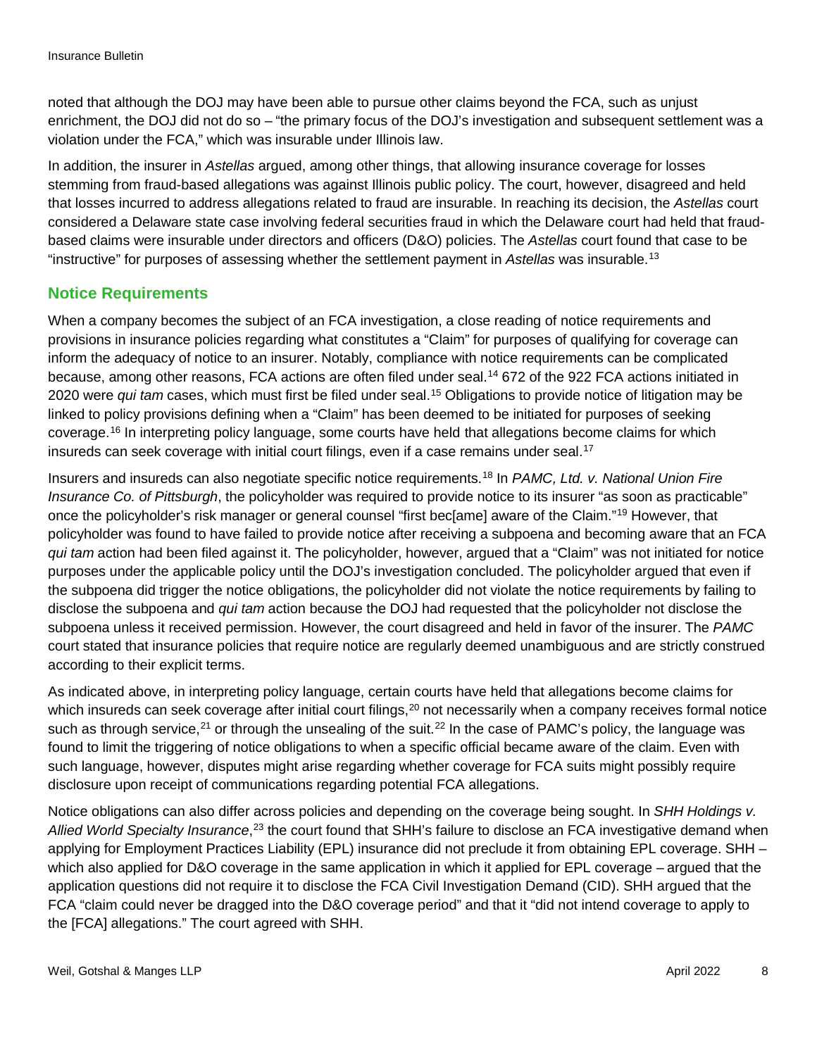noted that although the DOJ may have been able to pursue other claims beyond the FCA, such as unjust enrichment, the DOJ did not do so – "the primary focus of the DOJ's investigation and subsequent settlement was a violation under the FCA," which was insurable under Illinois law.

In addition, the insurer in *Astellas* argued, among other things, that allowing insurance coverage for losses stemming from fraud-based allegations was against Illinois public policy. The court, however, disagreed and held that losses incurred to address allegations related to fraud are insurable. In reaching its decision, the *Astellas* court considered a Delaware state case involving federal securities fraud in which the Delaware court had held that fraud-based claims were insurable under directors and officers (D&O) policies. The *Astellas* court found that case to be "instructive" for purposes of assessing whether the settlement payment in *Astellas* was insurable.[13]

## Notice Requirements

When a company becomes the subject of an FCA investigation, a close reading of notice requirements and provisions in insurance policies regarding what constitutes a "Claim" for purposes of qualifying for coverage can inform the adequacy of notice to an insurer. Notably, compliance with notice requirements can be complicated because, among other reasons, FCA actions are often filed under seal.[14] 672 of the 922 FCA actions initiated in 2020 were *qui tam* cases, which must first be filed under seal.[15] Obligations to provide notice of litigation may be linked to policy provisions defining when a "Claim" has been deemed to be initiated for purposes of seeking coverage.[16] In interpreting policy language, some courts have held that allegations become claims for which insureds can seek coverage with initial court filings, even if a case remains under seal.[17]

Insurers and insureds can also negotiate specific notice requirements.[18] In *PAMC, Ltd. v. National Union Fire Insurance Co. of Pittsburgh*, the policyholder was required to provide notice to its insurer "as soon as practicable" once the policyholder's risk manager or general counsel "first bec[ame] aware of the Claim."[19] However, that policyholder was found to have failed to provide notice after receiving a subpoena and becoming aware that an FCA *qui tam* action had been filed against it. The policyholder, however, argued that a "Claim" was not initiated for notice purposes under the applicable policy until the DOJ's investigation concluded. The policyholder argued that even if the subpoena did trigger the notice obligations, the policyholder did not violate the notice requirements by failing to disclose the subpoena and *qui tam* action because the DOJ had requested that the policyholder not disclose the subpoena unless it received permission. However, the court disagreed and held in favor of the insurer. The *PAMC* court stated that insurance policies that require notice are regularly deemed unambiguous and are strictly construed according to their explicit terms.

As indicated above, in interpreting policy language, certain courts have held that allegations become claims for which insureds can seek coverage after initial court filings,[20] not necessarily when a company receives formal notice such as through service,[21] or through the unsealing of the suit.[22] In the case of PAMC's policy, the language was found to limit the triggering of notice obligations to when a specific official became aware of the claim. Even with such language, however, disputes might arise regarding whether coverage for FCA suits might possibly require disclosure upon receipt of communications regarding potential FCA allegations.

Notice obligations can also differ across policies and depending on the coverage being sought. In *SHH Holdings v. Allied World Specialty Insurance*,[23] the court found that SHH's failure to disclose an FCA investigative demand when applying for Employment Practices Liability (EPL) insurance did not preclude it from obtaining EPL coverage. SHH – which also applied for D&O coverage in the same application in which it applied for EPL coverage – argued that the application questions did not require it to disclose the FCA Civil Investigation Demand (CID). SHH argued that the FCA "claim could never be dragged into the D&O coverage period" and that it "did not intend coverage to apply to the [FCA] allegations." The court agreed with SHH.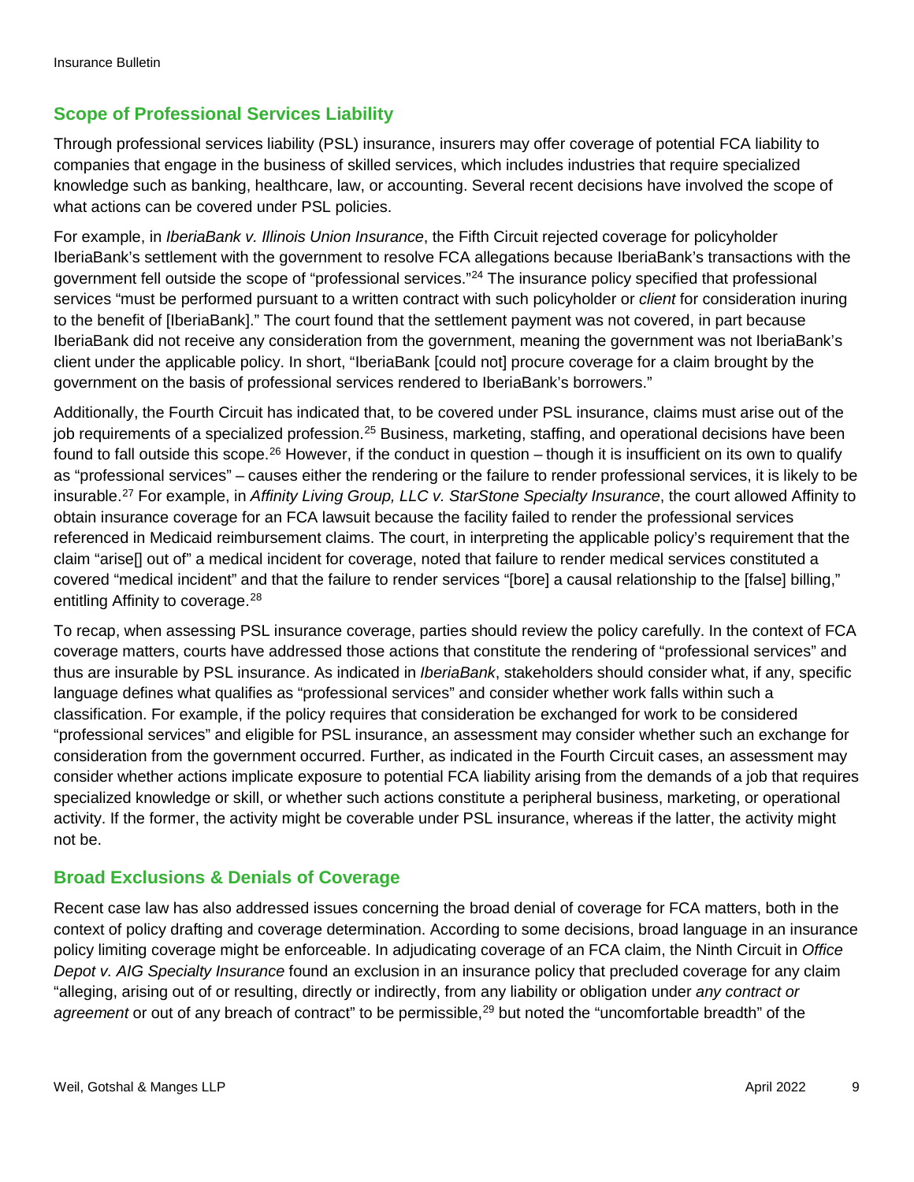## Scope of Professional Services Liability

Through professional services liability (PSL) insurance, insurers may offer coverage of potential FCA liability to companies that engage in the business of skilled services, which includes industries that require specialized knowledge such as banking, healthcare, law, or accounting. Several recent decisions have involved the scope of what actions can be covered under PSL policies.

For example, in *IberiaBank v. Illinois Union Insurance*, the Fifth Circuit rejected coverage for policyholder IberiaBank's settlement with the government to resolve FCA allegations because IberiaBank's transactions with the government fell outside the scope of "professional services."[24] The insurance policy specified that professional services "must be performed pursuant to a written contract with such policyholder or *client* for consideration inuring to the benefit of [IberiaBank]." The court found that the settlement payment was not covered, in part because IberiaBank did not receive any consideration from the government, meaning the government was not IberiaBank's client under the applicable policy. In short, "IberiaBank [could not] procure coverage for a claim brought by the government on the basis of professional services rendered to IberiaBank's borrowers."

Additionally, the Fourth Circuit has indicated that, to be covered under PSL insurance, claims must arise out of the job requirements of a specialized profession.[25] Business, marketing, staffing, and operational decisions have been found to fall outside this scope.[26] However, if the conduct in question – though it is insufficient on its own to qualify as "professional services" – causes either the rendering or the failure to render professional services, it is likely to be insurable.[27] For example, in *Affinity Living Group, LLC v. StarStone Specialty Insurance*, the court allowed Affinity to obtain insurance coverage for an FCA lawsuit because the facility failed to render the professional services referenced in Medicaid reimbursement claims. The court, in interpreting the applicable policy's requirement that the claim "arise[] out of" a medical incident for coverage, noted that failure to render medical services constituted a covered "medical incident" and that the failure to render services "[bore] a causal relationship to the [false] billing," entitling Affinity to coverage.[28]

To recap, when assessing PSL insurance coverage, parties should review the policy carefully. In the context of FCA coverage matters, courts have addressed those actions that constitute the rendering of "professional services" and thus are insurable by PSL insurance. As indicated in *IberiaBank*, stakeholders should consider what, if any, specific language defines what qualifies as "professional services" and consider whether work falls within such a classification. For example, if the policy requires that consideration be exchanged for work to be considered "professional services" and eligible for PSL insurance, an assessment may consider whether such an exchange for consideration from the government occurred. Further, as indicated in the Fourth Circuit cases, an assessment may consider whether actions implicate exposure to potential FCA liability arising from the demands of a job that requires specialized knowledge or skill, or whether such actions constitute a peripheral business, marketing, or operational activity. If the former, the activity might be coverable under PSL insurance, whereas if the latter, the activity might not be.

## Broad Exclusions & Denials of Coverage

Recent case law has also addressed issues concerning the broad denial of coverage for FCA matters, both in the context of policy drafting and coverage determination. According to some decisions, broad language in an insurance policy limiting coverage might be enforceable. In adjudicating coverage of an FCA claim, the Ninth Circuit in *Office Depot v. AIG Specialty Insurance* found an exclusion in an insurance policy that precluded coverage for any claim "alleging, arising out of or resulting, directly or indirectly, from any liability or obligation under *any contract or agreement* or out of any breach of contract" to be permissible,[29] but noted the "uncomfortable breadth" of the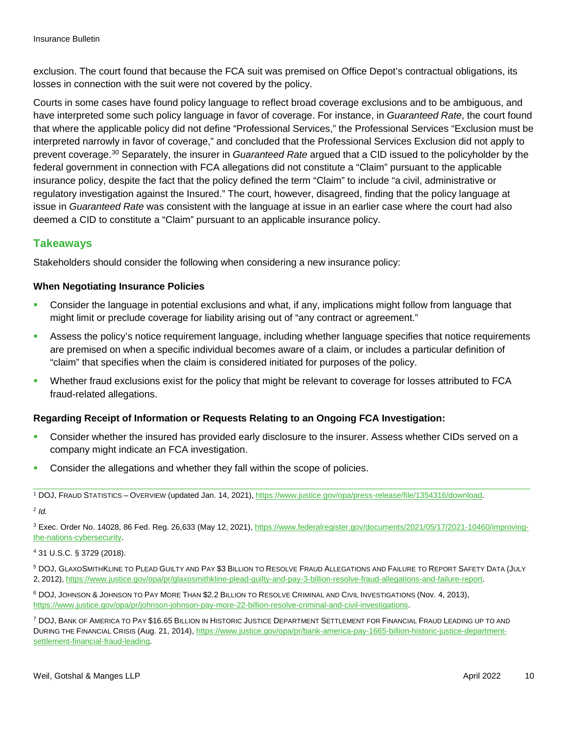exclusion. The court found that because the FCA suit was premised on Office Depot's contractual obligations, its losses in connection with the suit were not covered by the policy.

Courts in some cases have found policy language to reflect broad coverage exclusions and to be ambiguous, and have interpreted some such policy language in favor of coverage. For instance, in *Guaranteed Rate*, the court found that where the applicable policy did not define "Professional Services," the Professional Services "Exclusion must be interpreted narrowly in favor of coverage," and concluded that the Professional Services Exclusion did not apply to prevent coverage.[30] Separately, the insurer in *Guaranteed Rate* argued that a CID issued to the policyholder by the federal government in connection with FCA allegations did not constitute a "Claim" pursuant to the applicable insurance policy, despite the fact that the policy defined the term "Claim" to include "a civil, administrative or regulatory investigation against the Insured." The court, however, disagreed, finding that the policy language at issue in *Guaranteed Rate* was consistent with the language at issue in an earlier case where the court had also deemed a CID to constitute a "Claim" pursuant to an applicable insurance policy.

## Takeaways

Stakeholders should consider the following when considering a new insurance policy:

### When Negotiating Insurance Policies

- Consider the language in potential exclusions and what, if any, implications might follow from language that might limit or preclude coverage for liability arising out of "any contract or agreement."
- Assess the policy's notice requirement language, including whether language specifies that notice requirements are premised on when a specific individual becomes aware of a claim, or includes a particular definition of "claim" that specifies when the claim is considered initiated for purposes of the policy.
- Whether fraud exclusions exist for the policy that might be relevant to coverage for losses attributed to FCA fraud-related allegations.

### Regarding Receipt of Information or Requests Relating to an Ongoing FCA Investigation:

- Consider whether the insured has provided early disclosure to the insurer. Assess whether CIDs served on a company might indicate an FCA investigation.
- Consider the allegations and whether they fall within the scope of policies.

---

[1] DOJ, Fraud Statistics – Overview (updated Jan. 14, 2021), https://www.justice.gov/opa/press-release/file/1354316/download.

[2] *Id.*

[3] Exec. Order No. 14028, 86 Fed. Reg. 26,633 (May 12, 2021), https://www.federalregister.gov/documents/2021/05/17/2021-10460/improving-the-nations-cybersecurity.

[4] 31 U.S.C. § 3729 (2018).

[5] DOJ, GlaxoSmithKline to Plead Guilty and Pay $3 Billion to Resolve Fraud Allegations and Failure to Report Safety Data (July 2, 2012), https://www.justice.gov/opa/pr/glaxosmithkline-plead-guilty-and-pay-3-billion-resolve-fraud-allegations-and-failure-report.

[6] DOJ, Johnson & Johnson to Pay More Than $2.2 Billion to Resolve Criminal and Civil Investigations (Nov. 4, 2013), https://www.justice.gov/opa/pr/johnson-johnson-pay-more-22-billion-resolve-criminal-and-civil-investigations.

[7] DOJ, Bank of America to Pay $16.65 Billion in Historic Justice Department Settlement for Financial Fraud Leading up to and During the Financial Crisis (Aug. 21, 2014), https://www.justice.gov/opa/pr/bank-america-pay-1665-billion-historic-justice-department-settlement-financial-fraud-leading.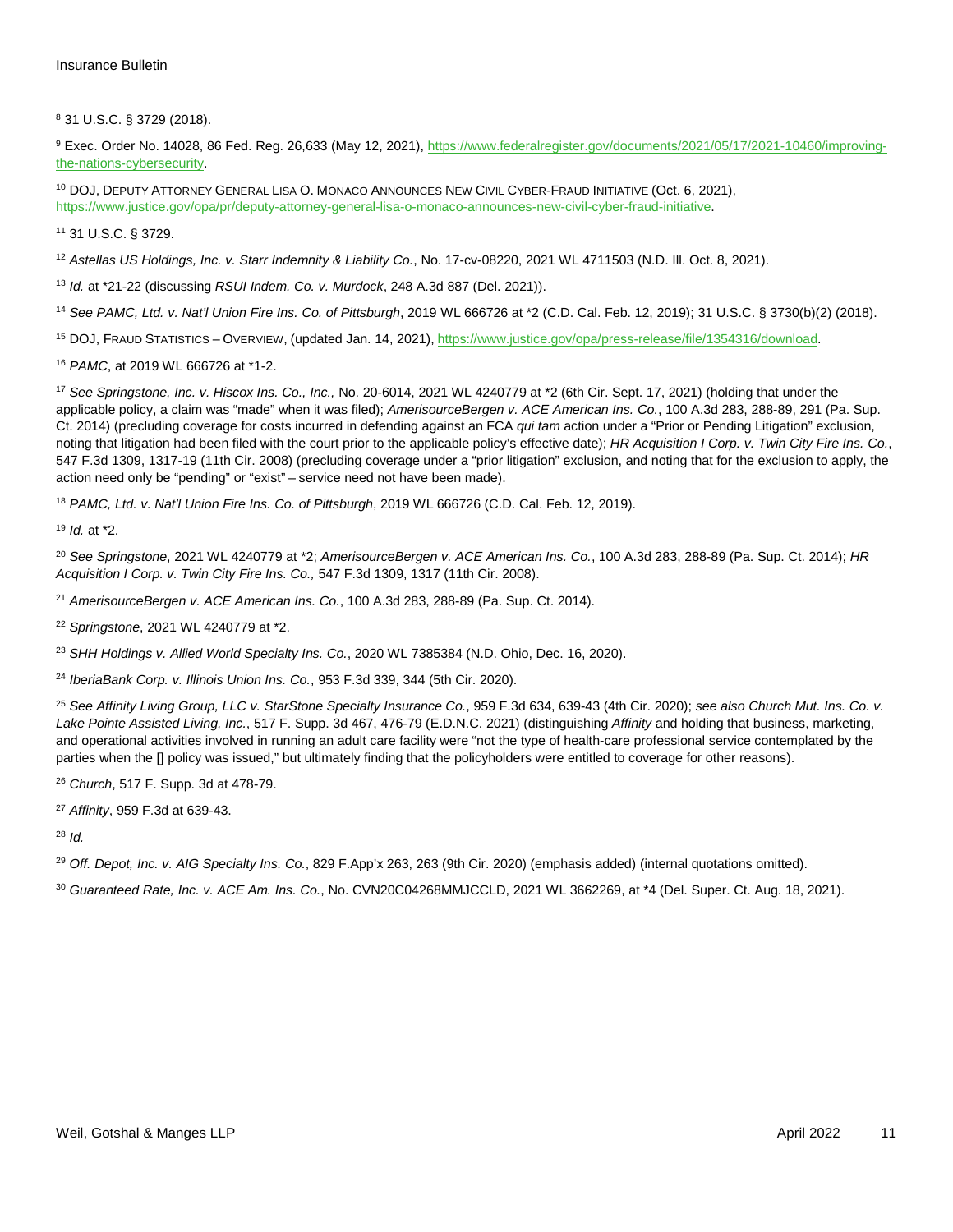[8] 31 U.S.C. § 3729 (2018).

[9] Exec. Order No. 14028, 86 Fed. Reg. 26,633 (May 12, 2021), https://www.federalregister.gov/documents/2021/05/17/2021-10460/improving-the-nations-cybersecurity.

[10] DOJ, Deputy Attorney General Lisa O. Monaco Announces New Civil Cyber-Fraud Initiative (Oct. 6, 2021), https://www.justice.gov/opa/pr/deputy-attorney-general-lisa-o-monaco-announces-new-civil-cyber-fraud-initiative.

[11] 31 U.S.C. § 3729.

[12] *Astellas US Holdings, Inc. v. Starr Indemnity & Liability Co.*, No. 17-cv-08220, 2021 WL 4711503 (N.D. Ill. Oct. 8, 2021).

[13] *Id.* at *21-22 (discussing *RSUI Indem. Co. v. Murdock*, 248 A.3d 887 (Del. 2021)).

[14] *See PAMC, Ltd. v. Nat'l Union Fire Ins. Co. of Pittsburgh*, 2019 WL 666726 at *2 (C.D. Cal. Feb. 12, 2019); 31 U.S.C. § 3730(b)(2) (2018).

[15] DOJ, Fraud Statistics – Overview, (updated Jan. 14, 2021), https://www.justice.gov/opa/press-release/file/1354316/download.

[16] *PAMC*, at 2019 WL 666726 at *1-2.

[17] *See Springstone, Inc. v. Hiscox Ins. Co., Inc.,* No. 20-6014, 2021 WL 4240779 at *2 (6th Cir. Sept. 17, 2021) (holding that under the applicable policy, a claim was "made" when it was filed); *AmerisourceBergen v. ACE American Ins. Co.*, 100 A.3d 283, 288-89, 291 (Pa. Sup. Ct. 2014) (precluding coverage for costs incurred in defending against an FCA *qui tam* action under a "Prior or Pending Litigation" exclusion, noting that litigation had been filed with the court prior to the applicable policy's effective date); *HR Acquisition I Corp. v. Twin City Fire Ins. Co.*, 547 F.3d 1309, 1317-19 (11th Cir. 2008) (precluding coverage under a "prior litigation" exclusion, and noting that for the exclusion to apply, the action need only be "pending" or "exist" – service need not have been made).

[18] *PAMC, Ltd. v. Nat'l Union Fire Ins. Co. of Pittsburgh*, 2019 WL 666726 (C.D. Cal. Feb. 12, 2019).

[19] *Id.* at *2.

[20] *See Springstone*, 2021 WL 4240779 at *2; *AmerisourceBergen v. ACE American Ins. Co.*, 100 A.3d 283, 288-89 (Pa. Sup. Ct. 2014); *HR Acquisition I Corp. v. Twin City Fire Ins. Co.,* 547 F.3d 1309, 1317 (11th Cir. 2008).

[21] *AmerisourceBergen v. ACE American Ins. Co.*, 100 A.3d 283, 288-89 (Pa. Sup. Ct. 2014).

[22] *Springstone*, 2021 WL 4240779 at *2.

[23] *SHH Holdings v. Allied World Specialty Ins. Co.*, 2020 WL 7385384 (N.D. Ohio, Dec. 16, 2020).

[24] *IberiaBank Corp. v. Illinois Union Ins. Co.*, 953 F.3d 339, 344 (5th Cir. 2020).

[25] *See Affinity Living Group, LLC v. StarStone Specialty Insurance Co.*, 959 F.3d 634, 639-43 (4th Cir. 2020); *see also Church Mut. Ins. Co. v. Lake Pointe Assisted Living, Inc.*, 517 F. Supp. 3d 467, 476-79 (E.D.N.C. 2021) (distinguishing *Affinity* and holding that business, marketing, and operational activities involved in running an adult care facility were "not the type of health-care professional service contemplated by the parties when the [] policy was issued," but ultimately finding that the policyholders were entitled to coverage for other reasons).

[26] *Church*, 517 F. Supp. 3d at 478-79.

[27] *Affinity*, 959 F.3d at 639-43.

[28] *Id.*

[29] *Off. Depot, Inc. v. AIG Specialty Ins. Co.*, 829 F.App'x 263, 263 (9th Cir. 2020) (emphasis added) (internal quotations omitted).

[30] *Guaranteed Rate, Inc. v. ACE Am. Ins. Co.*, No. CVN20C04268MMJCCLD, 2021 WL 3662269, at *4 (Del. Super. Ct. Aug. 18, 2021).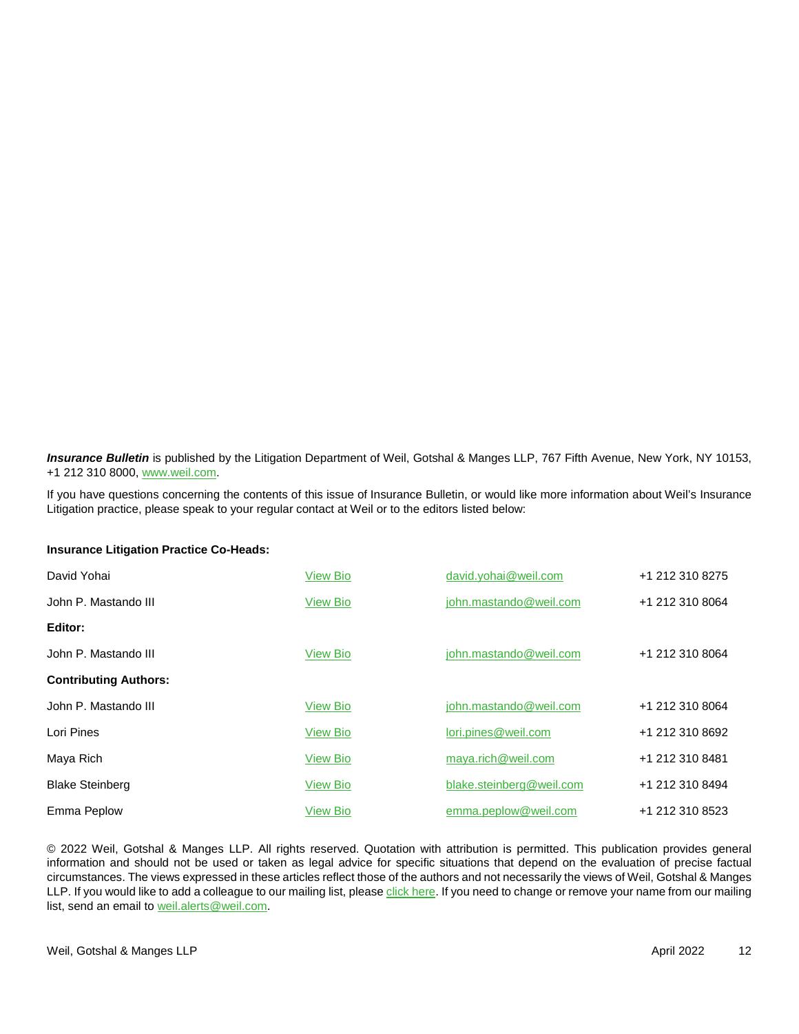***Insurance Bulletin*** is published by the Litigation Department of Weil, Gotshal & Manges LLP, 767 Fifth Avenue, New York, NY 10153, +1 212 310 8000, www.weil.com.

If you have questions concerning the contents of this issue of Insurance Bulletin, or would like more information about Weil's Insurance Litigation practice, please speak to your regular contact at Weil or to the editors listed below:

**Insurance Litigation Practice Co-Heads:**

| | | | |
|---|---|---|---|
| David Yohai | View Bio | david.yohai@weil.com | +1 212 310 8275 |
| John P. Mastando III | View Bio | john.mastando@weil.com | +1 212 310 8064 |

**Editor:**

| | | | |
|---|---|---|---|
| John P. Mastando III | View Bio | john.mastando@weil.com | +1 212 310 8064 |

**Contributing Authors:**

| | | | |
|---|---|---|---|
| John P. Mastando III | View Bio | john.mastando@weil.com | +1 212 310 8064 |
| Lori Pines | View Bio | lori.pines@weil.com | +1 212 310 8692 |
| Maya Rich | View Bio | maya.rich@weil.com | +1 212 310 8481 |
| Blake Steinberg | View Bio | blake.steinberg@weil.com | +1 212 310 8494 |
| Emma Peplow | View Bio | emma.peplow@weil.com | +1 212 310 8523 |

© 2022 Weil, Gotshal & Manges LLP. All rights reserved. Quotation with attribution is permitted. This publication provides general information and should not be used or taken as legal advice for specific situations that depend on the evaluation of precise factual circumstances. The views expressed in these articles reflect those of the authors and not necessarily the views of Weil, Gotshal & Manges LLP. If you would like to add a colleague to our mailing list, please click here. If you need to change or remove your name from our mailing list, send an email to weil.alerts@weil.com.